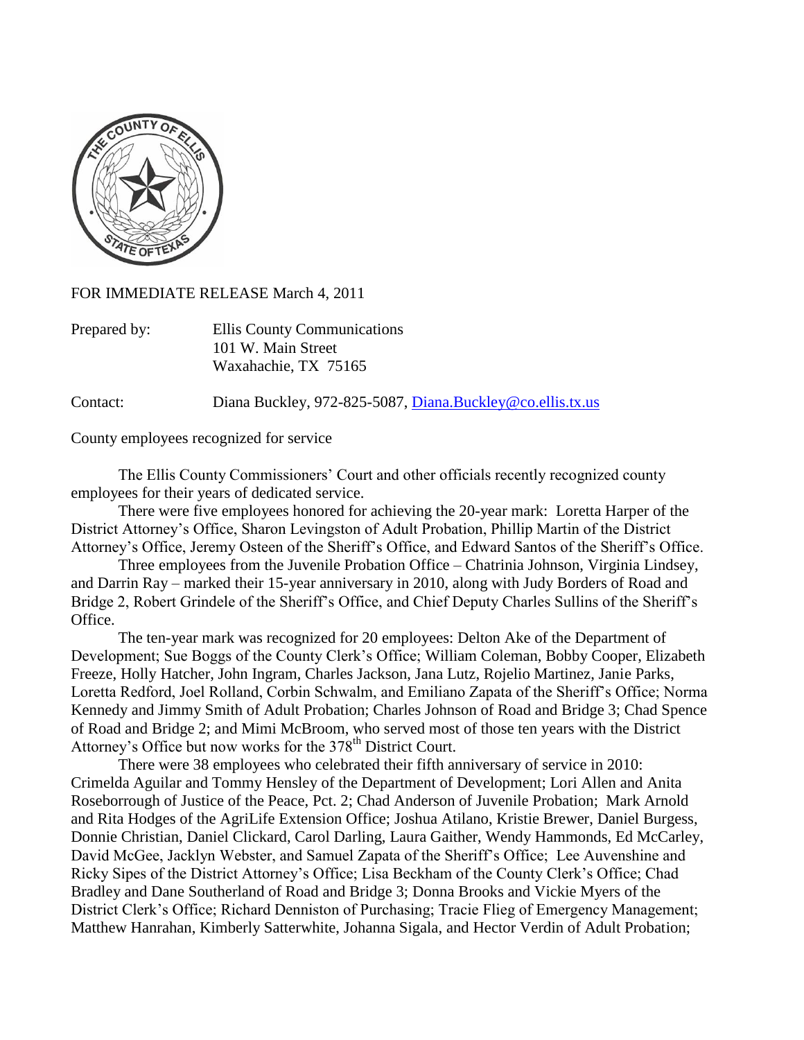FOR IMMEDIATE RELEASE March 4, 2011

Prepared by: Ellis County Communications
101 W. Main Street
Waxahachie, TX 75165

Contact: Diana Buckley, 972-825-5087, Diana.Buckley@co.ellis.tx.us

County employees recognized for service

The Ellis County Commissioners' Court and other officials recently recognized county employees for their years of dedicated service.

There were five employees honored for achieving the 20-year mark: Loretta Harper of the District Attorney's Office, Sharon Levingston of Adult Probation, Phillip Martin of the District Attorney's Office, Jeremy Osteen of the Sheriff's Office, and Edward Santos of the Sheriff's Office.

Three employees from the Juvenile Probation Office – Chatrinia Johnson, Virginia Lindsey, and Darrin Ray – marked their 15-year anniversary in 2010, along with Judy Borders of Road and Bridge 2, Robert Grindele of the Sheriff's Office, and Chief Deputy Charles Sullins of the Sheriff's Office.

The ten-year mark was recognized for 20 employees: Delton Ake of the Department of Development; Sue Boggs of the County Clerk's Office; William Coleman, Bobby Cooper, Elizabeth Freeze, Holly Hatcher, John Ingram, Charles Jackson, Jana Lutz, Rojelio Martinez, Janie Parks, Loretta Redford, Joel Rolland, Corbin Schwalm, and Emiliano Zapata of the Sheriff's Office; Norma Kennedy and Jimmy Smith of Adult Probation; Charles Johnson of Road and Bridge 3; Chad Spence of Road and Bridge 2; and Mimi McBroom, who served most of those ten years with the District Attorney's Office but now works for the 378th District Court.

There were 38 employees who celebrated their fifth anniversary of service in 2010: Crimelda Aguilar and Tommy Hensley of the Department of Development; Lori Allen and Anita Roseborrough of Justice of the Peace, Pct. 2; Chad Anderson of Juvenile Probation; Mark Arnold and Rita Hodges of the AgriLife Extension Office; Joshua Atilano, Kristie Brewer, Daniel Burgess, Donnie Christian, Daniel Clickard, Carol Darling, Laura Gaither, Wendy Hammonds, Ed McCarley, David McGee, Jacklyn Webster, and Samuel Zapata of the Sheriff's Office; Lee Auvenshine and Ricky Sipes of the District Attorney's Office; Lisa Beckham of the County Clerk's Office; Chad Bradley and Dane Southerland of Road and Bridge 3; Donna Brooks and Vickie Myers of the District Clerk's Office; Richard Denniston of Purchasing; Tracie Flieg of Emergency Management; Matthew Hanrahan, Kimberly Satterwhite, Johanna Sigala, and Hector Verdin of Adult Probation;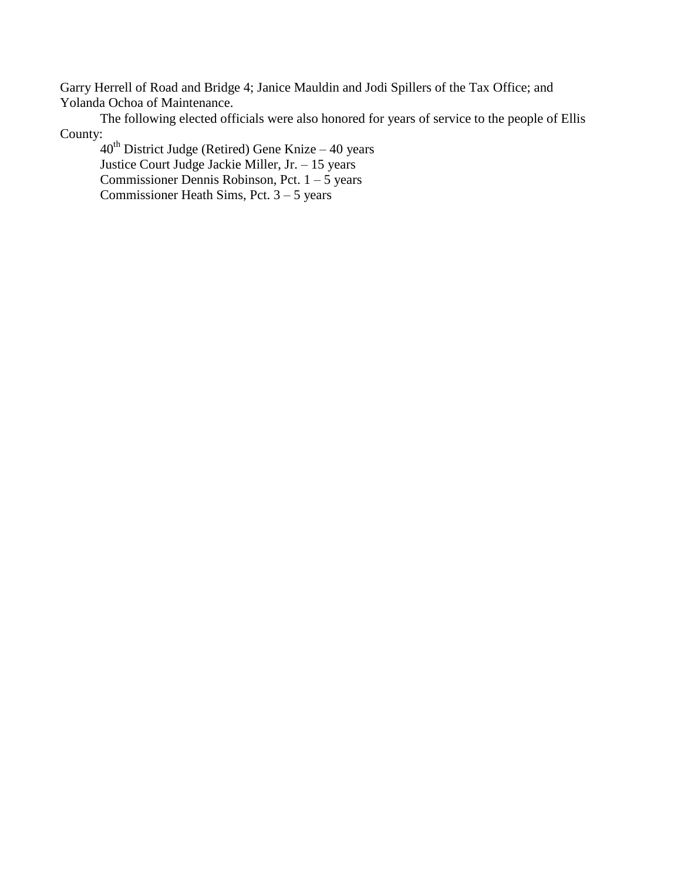Garry Herrell of Road and Bridge 4; Janice Mauldin and Jodi Spillers of the Tax Office; and Yolanda Ochoa of Maintenance.

The following elected officials were also honored for years of service to the people of Ellis County:

40th District Judge (Retired) Gene Knize – 40 years  
Justice Court Judge Jackie Miller, Jr. – 15 years  
Commissioner Dennis Robinson, Pct. 1 – 5 years  
Commissioner Heath Sims, Pct. 3 – 5 years